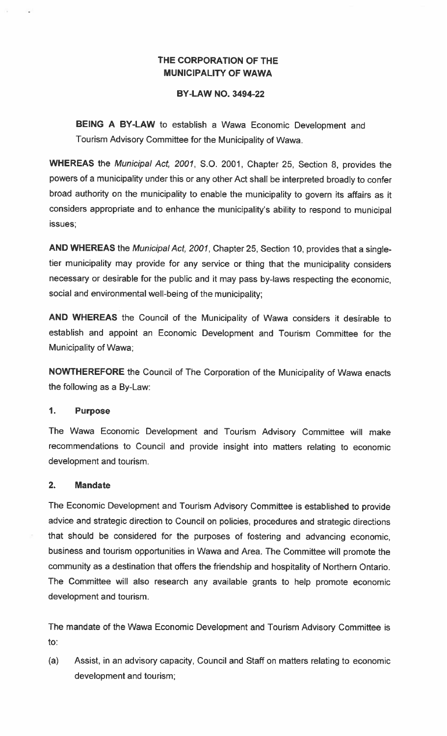# THE CORPORATION OF THE MUNICIPALITY OF WAWA

## BY-LAW NO. 3494-22

**BEING A BY-LAW** to establish a Wawa Economic Development and Tourism Advisory Committee for the Municipality of Wawa.

**WHEREAS** the *Municipal Act, 2001*, S.O. 2001, Chapter 25, Section 8, provides the powers of a municipality under this or any other Act shall be interpreted broadly to confer broad authority on the municipality to enable the municipality to govern its affairs as it considers appropriate and to enhance the municipality's ability to respond to municipal issues;

**AND WHEREAS** the *Municipal Act, 2001*, Chapter 25, Section 10, provides that a single-tier municipality may provide for any service or thing that the municipality considers necessary or desirable for the public and it may pass by-laws respecting the economic, social and environmental well-being of the municipality;

**AND WHEREAS** the Council of the Municipality of Wawa considers it desirable to establish and appoint an Economic Development and Tourism Committee for the Municipality of Wawa;

**NOWTHEREFORE** the Council of The Corporation of the Municipality of Wawa enacts the following as a By-Law:

### 1. Purpose

The Wawa Economic Development and Tourism Advisory Committee will make recommendations to Council and provide insight into matters relating to economic development and tourism.

### 2. Mandate

The Economic Development and Tourism Advisory Committee is established to provide advice and strategic direction to Council on policies, procedures and strategic directions that should be considered for the purposes of fostering and advancing economic, business and tourism opportunities in Wawa and Area. The Committee will promote the community as a destination that offers the friendship and hospitality of Northern Ontario. The Committee will also research any available grants to help promote economic development and tourism.

The mandate of the Wawa Economic Development and Tourism Advisory Committee is to:

(a) Assist, in an advisory capacity, Council and Staff on matters relating to economic development and tourism;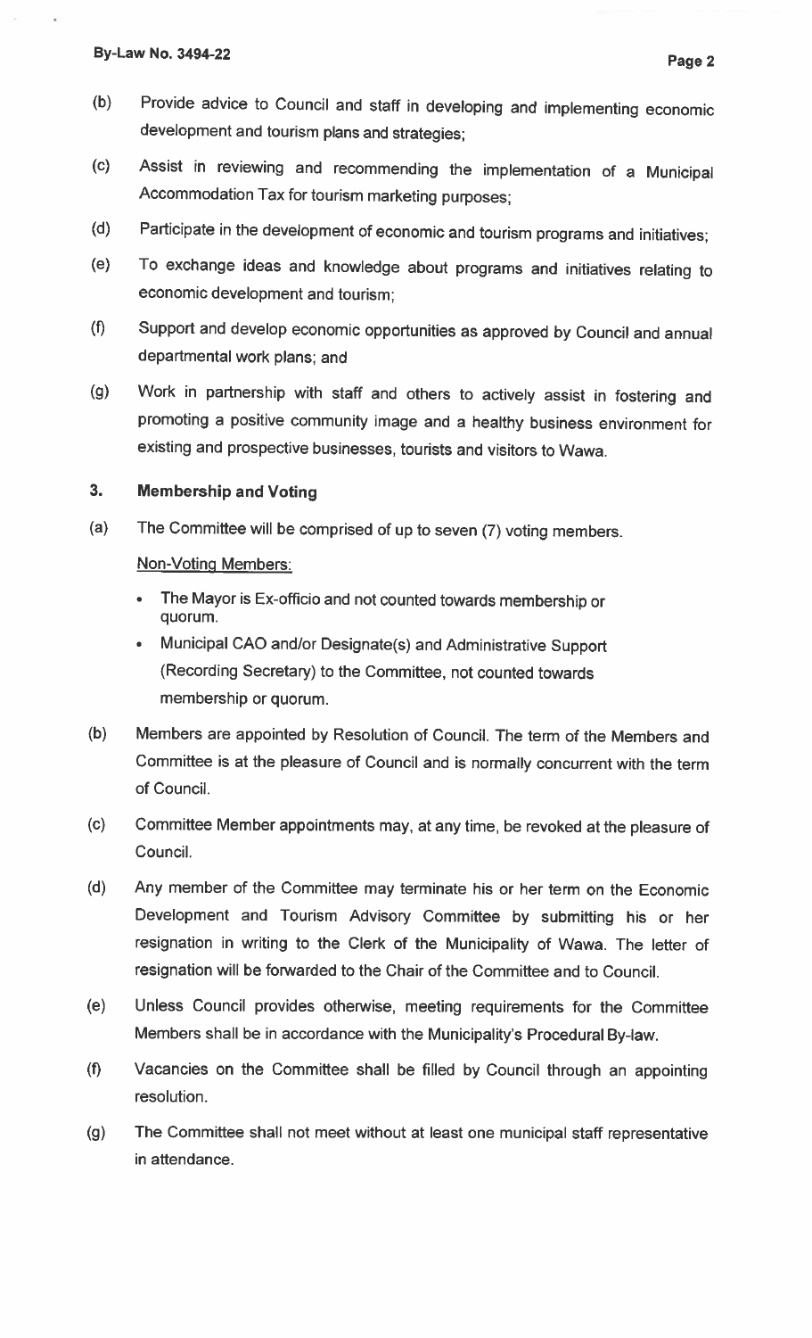(b) Provide advice to Council and staff in developing and implementing economic development and tourism plans and strategies;

(c) Assist in reviewing and recommending the implementation of a Municipal Accommodation Tax for tourism marketing purposes;

(d) Participate in the development of economic and tourism programs and initiatives;

(e) To exchange ideas and knowledge about programs and initiatives relating to economic development and tourism;

(f) Support and develop economic opportunities as approved by Council and annual departmental work plans; and

(g) Work in partnership with staff and others to actively assist in fostering and promoting a positive community image and a healthy business environment for existing and prospective businesses, tourists and visitors to Wawa.

## 3. Membership and Voting

(a) The Committee will be comprised of up to seven (7) voting members.

<u>Non-Voting Members:</u>

- The Mayor is Ex-officio and not counted towards membership or quorum.
- Municipal CAO and/or Designate(s) and Administrative Support (Recording Secretary) to the Committee, not counted towards membership or quorum.

(b) Members are appointed by Resolution of Council. The term of the Members and Committee is at the pleasure of Council and is normally concurrent with the term of Council.

(c) Committee Member appointments may, at any time, be revoked at the pleasure of Council.

(d) Any member of the Committee may terminate his or her term on the Economic Development and Tourism Advisory Committee by submitting his or her resignation in writing to the Clerk of the Municipality of Wawa. The letter of resignation will be forwarded to the Chair of the Committee and to Council.

(e) Unless Council provides otherwise, meeting requirements for the Committee Members shall be in accordance with the Municipality's Procedural By-law.

(f) Vacancies on the Committee shall be filled by Council through an appointing resolution.

(g) The Committee shall not meet without at least one municipal staff representative in attendance.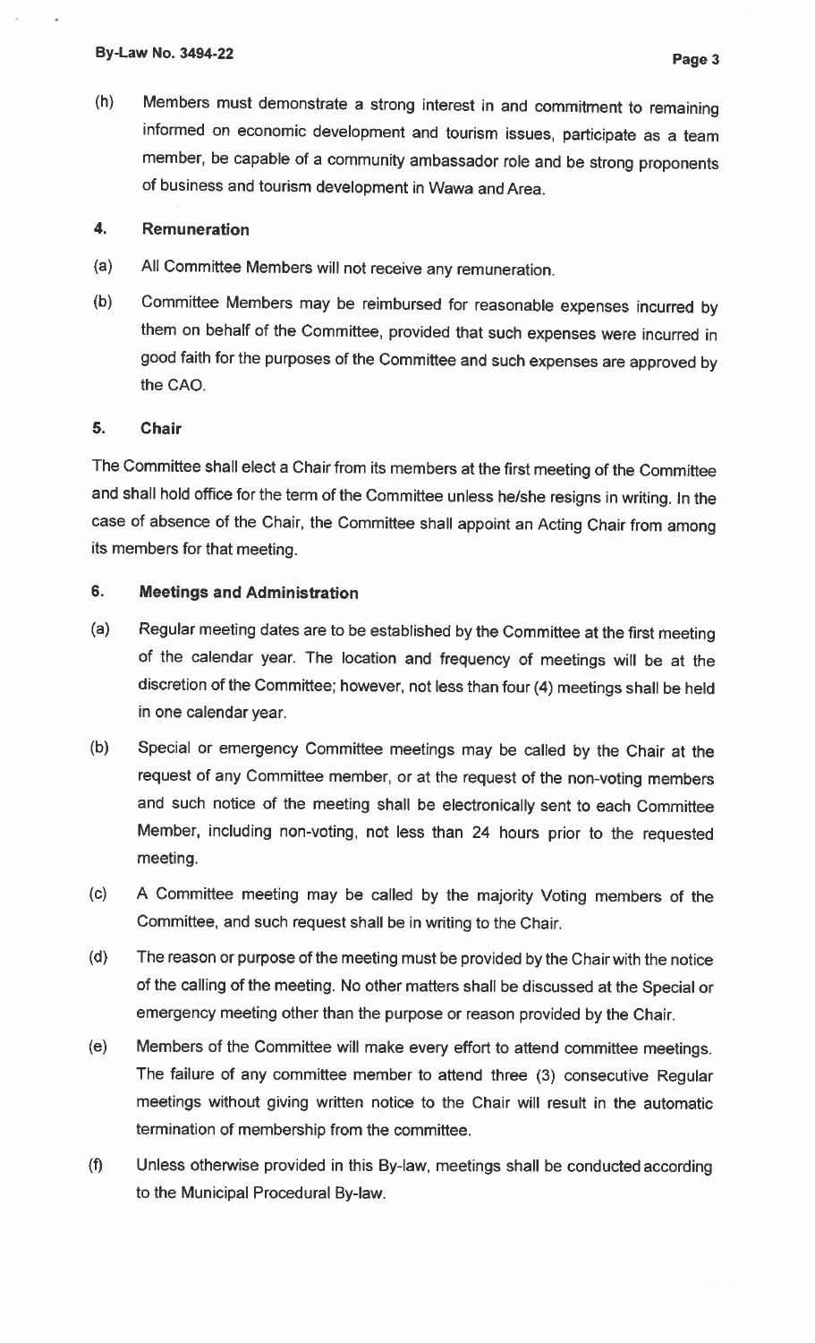(h) Members must demonstrate a strong interest in and commitment to remaining informed on economic development and tourism issues, participate as a team member, be capable of a community ambassador role and be strong proponents of business and tourism development in Wawa and Area.

## 4. Remuneration

(a) All Committee Members will not receive any remuneration.

(b) Committee Members may be reimbursed for reasonable expenses incurred by them on behalf of the Committee, provided that such expenses were incurred in good faith for the purposes of the Committee and such expenses are approved by the CAO.

## 5. Chair

The Committee shall elect a Chair from its members at the first meeting of the Committee and shall hold office for the term of the Committee unless he/she resigns in writing. In the case of absence of the Chair, the Committee shall appoint an Acting Chair from among its members for that meeting.

## 6. Meetings and Administration

(a) Regular meeting dates are to be established by the Committee at the first meeting of the calendar year. The location and frequency of meetings will be at the discretion of the Committee; however, not less than four (4) meetings shall be held in one calendar year.

(b) Special or emergency Committee meetings may be called by the Chair at the request of any Committee member, or at the request of the non-voting members and such notice of the meeting shall be electronically sent to each Committee Member, including non-voting, not less than 24 hours prior to the requested meeting.

(c) A Committee meeting may be called by the majority Voting members of the Committee, and such request shall be in writing to the Chair.

(d) The reason or purpose of the meeting must be provided by the Chair with the notice of the calling of the meeting. No other matters shall be discussed at the Special or emergency meeting other than the purpose or reason provided by the Chair.

(e) Members of the Committee will make every effort to attend committee meetings. The failure of any committee member to attend three (3) consecutive Regular meetings without giving written notice to the Chair will result in the automatic termination of membership from the committee.

(f) Unless otherwise provided in this By-law, meetings shall be conducted according to the Municipal Procedural By-law.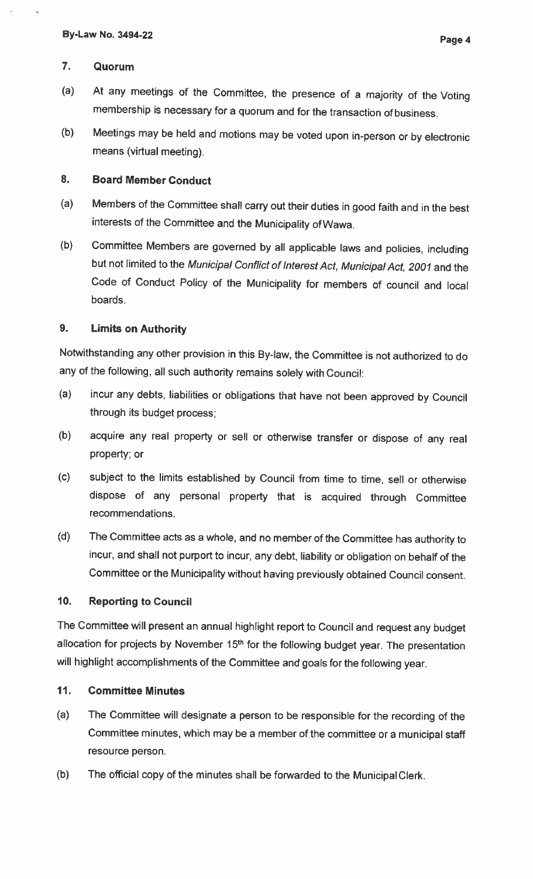## 7. Quorum

(a) At any meetings of the Committee, the presence of a majority of the Voting membership is necessary for a quorum and for the transaction of business.

(b) Meetings may be held and motions may be voted upon in-person or by electronic means (virtual meeting).

## 8. Board Member Conduct

(a) Members of the Committee shall carry out their duties in good faith and in the best interests of the Committee and the Municipality of Wawa.

(b) Committee Members are governed by all applicable laws and policies, including but not limited to the *Municipal Conflict of Interest Act*, *Municipal Act, 2001* and the Code of Conduct Policy of the Municipality for members of council and local boards.

## 9. Limits on Authority

Notwithstanding any other provision in this By-law, the Committee is not authorized to do any of the following, all such authority remains solely with Council:

(a) incur any debts, liabilities or obligations that have not been approved by Council through its budget process;

(b) acquire any real property or sell or otherwise transfer or dispose of any real property; or

(c) subject to the limits established by Council from time to time, sell or otherwise dispose of any personal property that is acquired through Committee recommendations.

(d) The Committee acts as a whole, and no member of the Committee has authority to incur, and shall not purport to incur, any debt, liability or obligation on behalf of the Committee or the Municipality without having previously obtained Council consent.

## 10. Reporting to Council

The Committee will present an annual highlight report to Council and request any budget allocation for projects by November 15th for the following budget year. The presentation will highlight accomplishments of the Committee and goals for the following year.

## 11. Committee Minutes

(a) The Committee will designate a person to be responsible for the recording of the Committee minutes, which may be a member of the committee or a municipal staff resource person.

(b) The official copy of the minutes shall be forwarded to the Municipal Clerk.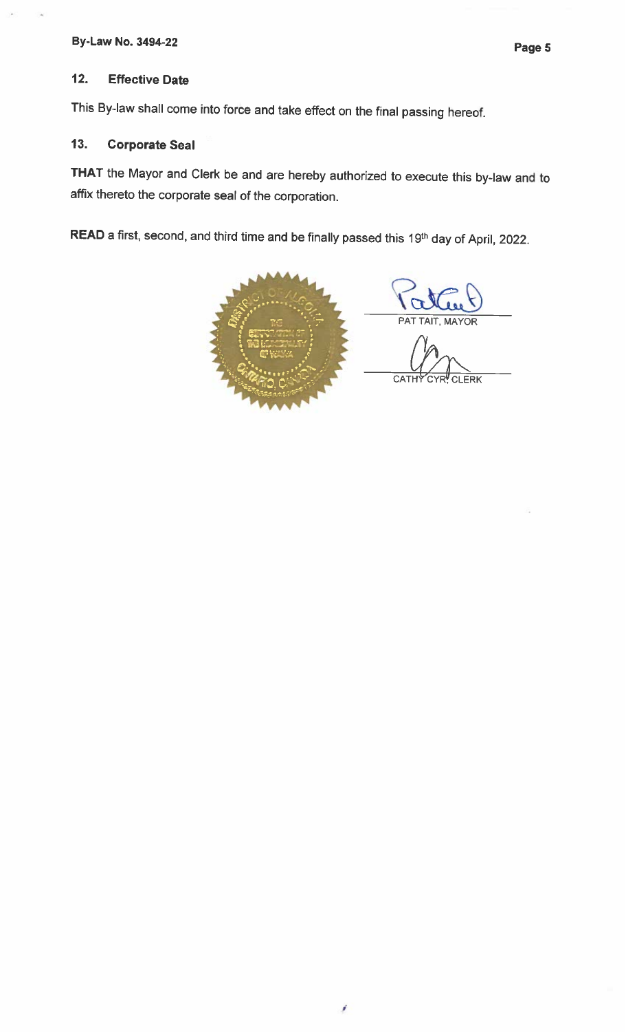## 12. Effective Date

This By-law shall come into force and take effect on the final passing hereof.

## 13. Corporate Seal

**THAT** the Mayor and Clerk be and are hereby authorized to execute this by-law and to affix thereto the corporate seal of the corporation.

**READ** a first, second, and third time and be finally passed this 19th day of April, 2022.

PAT TAIT, MAYOR

CATHY CYR, CLERK